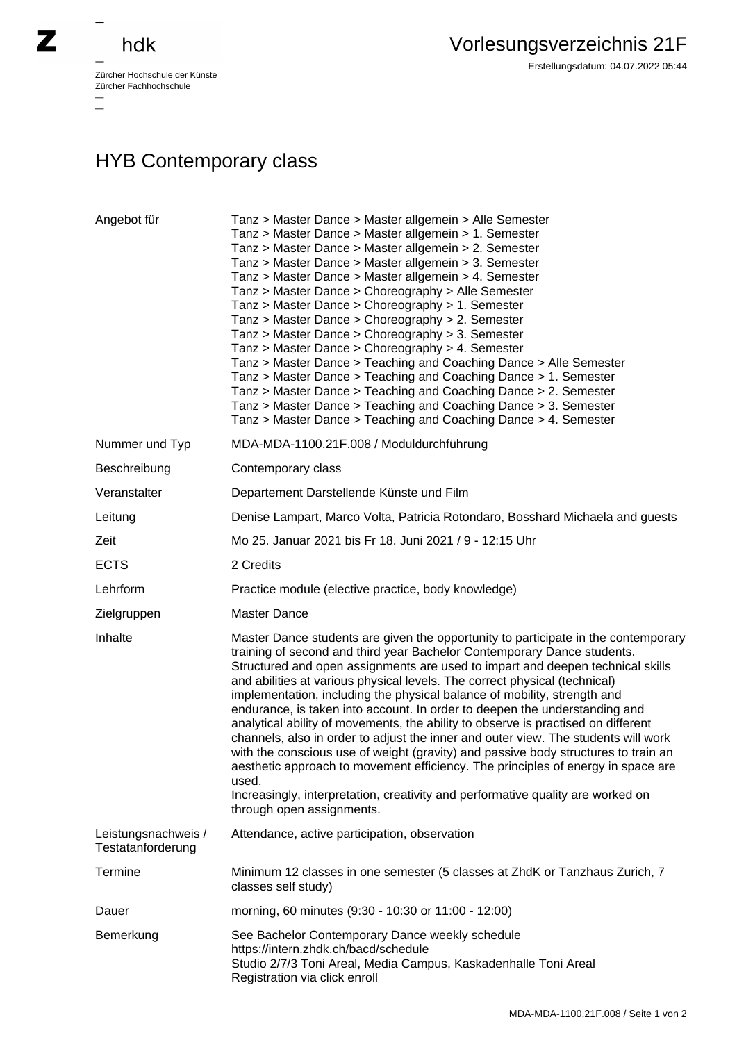Zürcher Hochschule der Künste
Zürcher Fachhochschule

# Vorlesungsverzeichnis 21F

Erstellungsdatum: 04.07.2022 05:44

## HYB Contemporary class

| | |
|---|---|
| Angebot für | Tanz > Master Dance > Master allgemein > Alle Semester<br>Tanz > Master Dance > Master allgemein > 1. Semester<br>Tanz > Master Dance > Master allgemein > 2. Semester<br>Tanz > Master Dance > Master allgemein > 3. Semester<br>Tanz > Master Dance > Master allgemein > 4. Semester<br>Tanz > Master Dance > Choreography > Alle Semester<br>Tanz > Master Dance > Choreography > 1. Semester<br>Tanz > Master Dance > Choreography > 2. Semester<br>Tanz > Master Dance > Choreography > 3. Semester<br>Tanz > Master Dance > Choreography > 4. Semester<br>Tanz > Master Dance > Teaching and Coaching Dance > Alle Semester<br>Tanz > Master Dance > Teaching and Coaching Dance > 1. Semester<br>Tanz > Master Dance > Teaching and Coaching Dance > 2. Semester<br>Tanz > Master Dance > Teaching and Coaching Dance > 3. Semester<br>Tanz > Master Dance > Teaching and Coaching Dance > 4. Semester |
| Nummer und Typ | MDA-MDA-1100.21F.008 / Moduldurchführung |
| Beschreibung | Contemporary class |
| Veranstalter | Departement Darstellende Künste und Film |
| Leitung | Denise Lampart, Marco Volta, Patricia Rotondaro, Bosshard Michaela and guests |
| Zeit | Mo 25. Januar 2021 bis Fr 18. Juni 2021 / 9 - 12:15 Uhr |
| ECTS | 2 Credits |
| Lehrform | Practice module (elective practice, body knowledge) |
| Zielgruppen | Master Dance |
| Inhalte | Master Dance students are given the opportunity to participate in the contemporary training of second and third year Bachelor Contemporary Dance students. Structured and open assignments are used to impart and deepen technical skills and abilities at various physical levels. The correct physical (technical) implementation, including the physical balance of mobility, strength and endurance, is taken into account. In order to deepen the understanding and analytical ability of movements, the ability to observe is practised on different channels, also in order to adjust the inner and outer view. The students will work with the conscious use of weight (gravity) and passive body structures to train an aesthetic approach to movement efficiency. The principles of energy in space are used.<br>Increasingly, interpretation, creativity and performative quality are worked on through open assignments. |
| Leistungsnachweis / Testatanforderung | Attendance, active participation, observation |
| Termine | Minimum 12 classes in one semester (5 classes at ZhdK or Tanzhaus Zurich, 7 classes self study) |
| Dauer | morning, 60 minutes (9:30 - 10:30 or 11:00 - 12:00) |
| Bemerkung | See Bachelor Contemporary Dance weekly schedule<br>https://intern.zhdk.ch/bacd/schedule<br>Studio 2/7/3 Toni Areal, Media Campus, Kaskadenhalle Toni Areal<br>Registration via click enroll |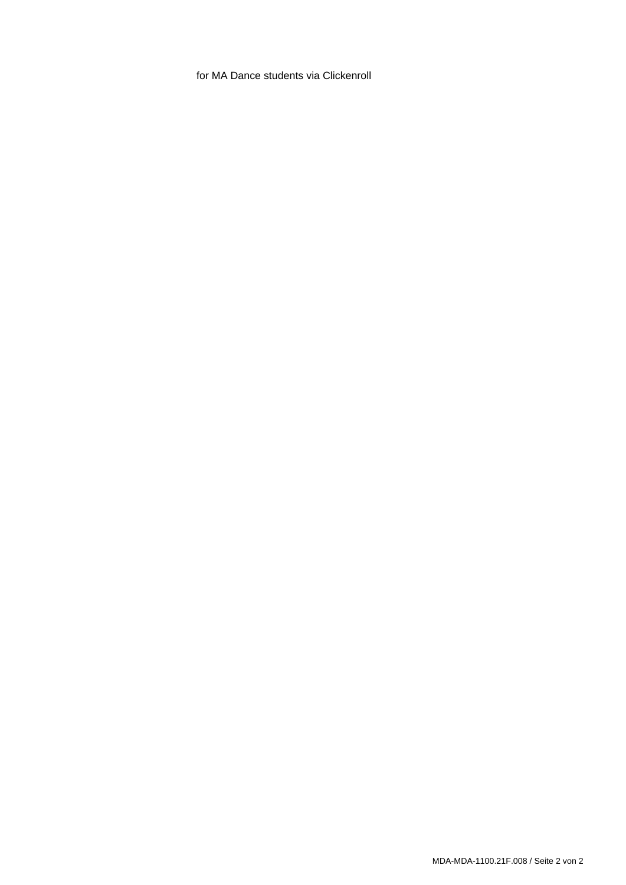for MA Dance students via Clickenroll